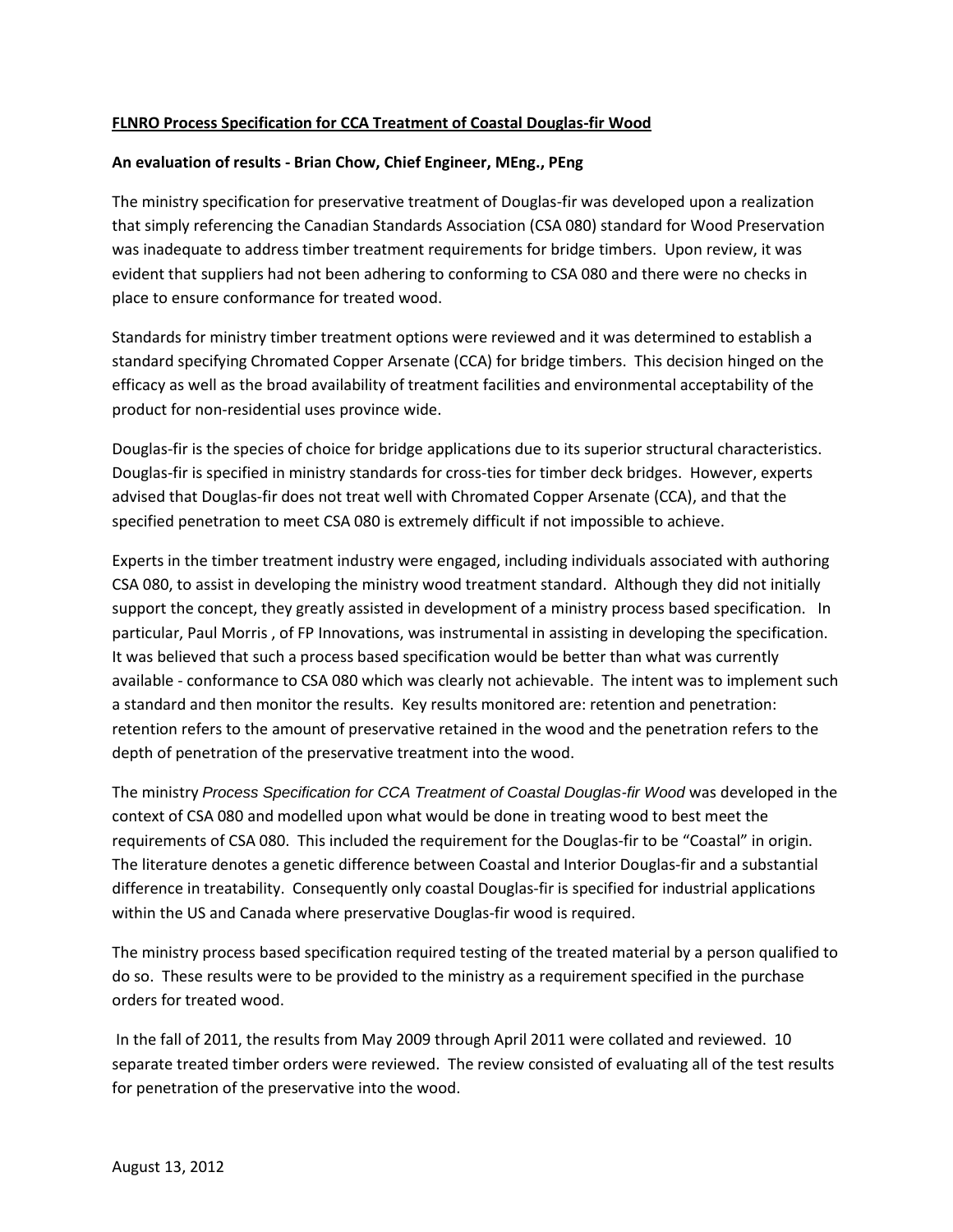**FLNRO Process Specification for CCA Treatment of Coastal Douglas-fir Wood**

**An evaluation of results - Brian Chow, Chief Engineer, MEng., PEng**

The ministry specification for preservative treatment of Douglas-fir was developed upon a realization that simply referencing the Canadian Standards Association (CSA 080) standard for Wood Preservation was inadequate to address timber treatment requirements for bridge timbers. Upon review, it was evident that suppliers had not been adhering to conforming to CSA 080 and there were no checks in place to ensure conformance for treated wood.

Standards for ministry timber treatment options were reviewed and it was determined to establish a standard specifying Chromated Copper Arsenate (CCA) for bridge timbers. This decision hinged on the efficacy as well as the broad availability of treatment facilities and environmental acceptability of the product for non-residential uses province wide.

Douglas-fir is the species of choice for bridge applications due to its superior structural characteristics. Douglas-fir is specified in ministry standards for cross-ties for timber deck bridges. However, experts advised that Douglas-fir does not treat well with Chromated Copper Arsenate (CCA), and that the specified penetration to meet CSA 080 is extremely difficult if not impossible to achieve.

Experts in the timber treatment industry were engaged, including individuals associated with authoring CSA 080, to assist in developing the ministry wood treatment standard. Although they did not initially support the concept, they greatly assisted in development of a ministry process based specification. In particular, Paul Morris , of FP Innovations, was instrumental in assisting in developing the specification. It was believed that such a process based specification would be better than what was currently available - conformance to CSA 080 which was clearly not achievable. The intent was to implement such a standard and then monitor the results. Key results monitored are: retention and penetration: retention refers to the amount of preservative retained in the wood and the penetration refers to the depth of penetration of the preservative treatment into the wood.

The ministry *Process Specification for CCA Treatment of Coastal Douglas-fir Wood* was developed in the context of CSA 080 and modelled upon what would be done in treating wood to best meet the requirements of CSA 080. This included the requirement for the Douglas-fir to be "Coastal" in origin. The literature denotes a genetic difference between Coastal and Interior Douglas-fir and a substantial difference in treatability. Consequently only coastal Douglas-fir is specified for industrial applications within the US and Canada where preservative Douglas-fir wood is required.

The ministry process based specification required testing of the treated material by a person qualified to do so. These results were to be provided to the ministry as a requirement specified in the purchase orders for treated wood.

In the fall of 2011, the results from May 2009 through April 2011 were collated and reviewed. 10 separate treated timber orders were reviewed. The review consisted of evaluating all of the test results for penetration of the preservative into the wood.

August 13, 2012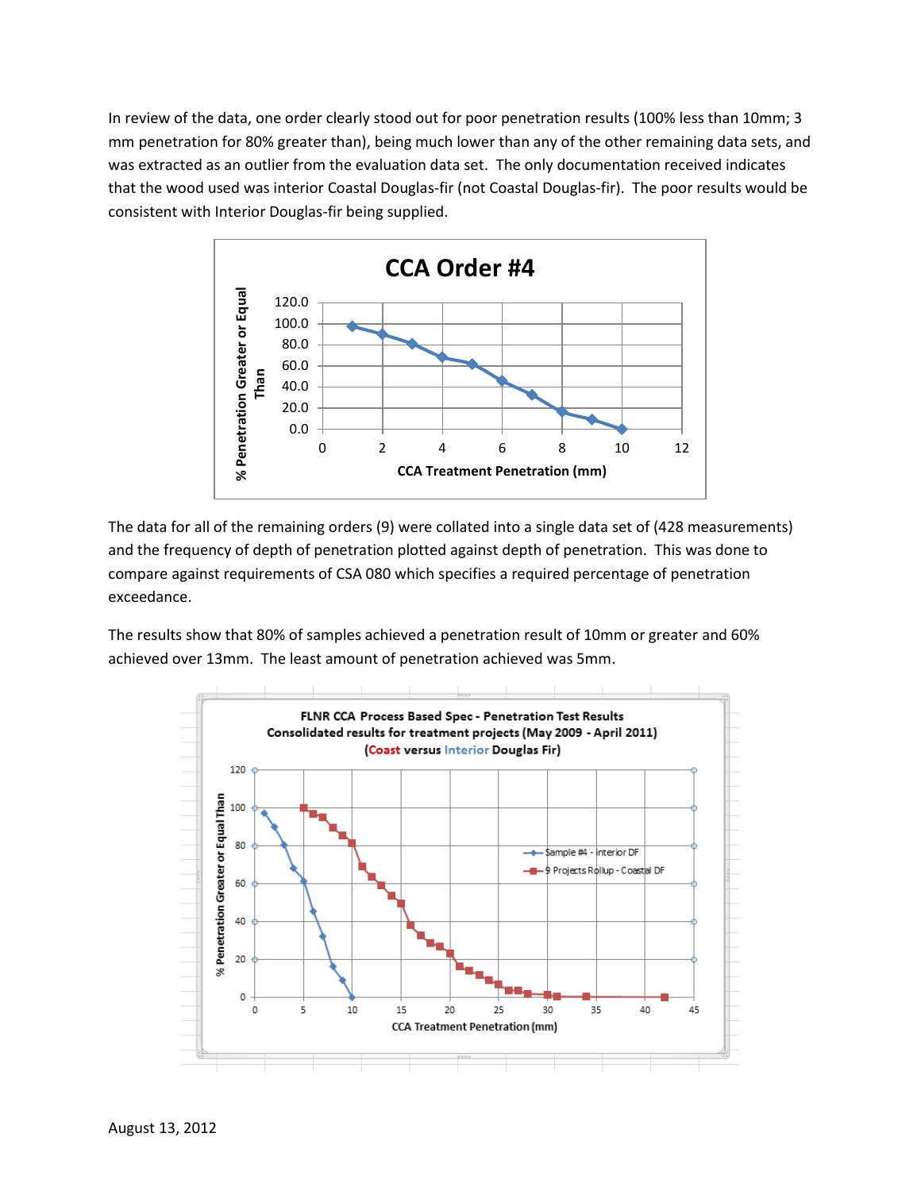In review of the data, one order clearly stood out for poor penetration results (100% less than 10mm; 3 mm penetration for 80% greater than), being much lower than any of the other remaining data sets, and was extracted as an outlier from the evaluation data set. The only documentation received indicates that the wood used was interior Coastal Douglas-fir (not Coastal Douglas-fir). The poor results would be consistent with Interior Douglas-fir being supplied.

CCA Order #4

% Penetration Greater or Equal Than

120.0
100.0
80.0
60.0
40.0
20.0
0.0

0
2
4
6
8
10
12

CCA Treatment Penetration (mm)

The data for all of the remaining orders (9) were collated into a single data set of (428 measurements) and the frequency of depth of penetration plotted against depth of penetration. This was done to compare against requirements of CSA 080 which specifies a required percentage of penetration exceedance.

The results show that 80% of samples achieved a penetration result of 10mm or greater and 60% achieved over 13mm. The least amount of penetration achieved was 5mm.

FLNR CCA Process Based Spec - Penetration Test Results
Consolidated results for treatment projects (May 2009 - April 2011)
(Coast versus Interior Douglas Fir)

% Penetration Greater or Equal Than

120
100
80
60
40
20
0

0
5
10
15
20
25
30
35
40
45

CCA Treatment Penetration (mm)

Sample #4 - interior DF
9 Projects Rollup - Coastal DF

August 13, 2012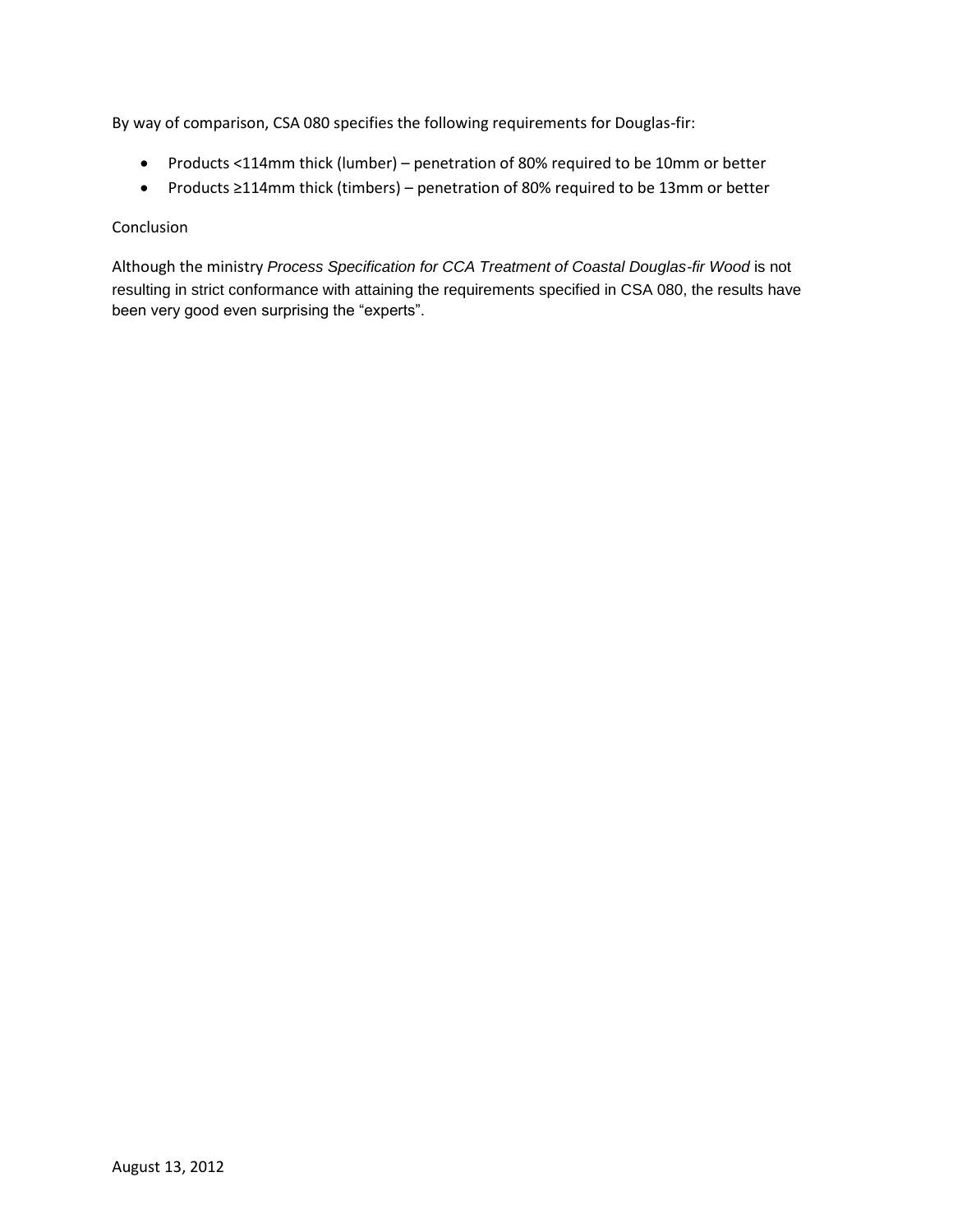By way of comparison, CSA 080 specifies the following requirements for Douglas-fir:

- Products <114mm thick (lumber) – penetration of 80% required to be 10mm or better
- Products ≥114mm thick (timbers) – penetration of 80% required to be 13mm or better

Conclusion

Although the ministry *Process Specification for CCA Treatment of Coastal Douglas-fir Wood* is not resulting in strict conformance with attaining the requirements specified in CSA 080, the results have been very good even surprising the "experts".

August 13, 2012